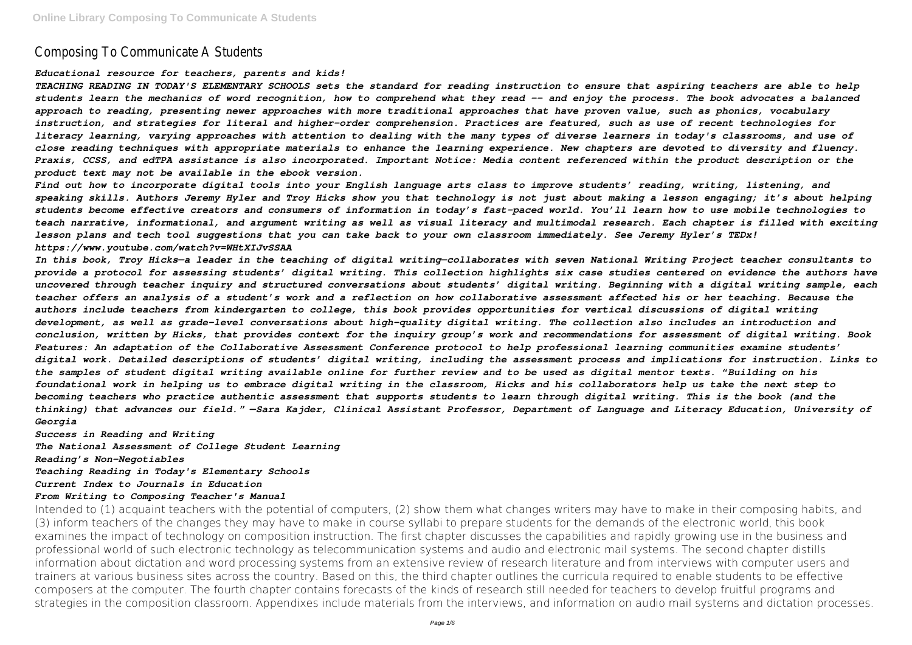# Composing To Communicate A Students

***Educational resource for teachers, parents and kids!***

***TEACHING READING IN TODAY'S ELEMENTARY SCHOOLS sets the standard for reading instruction to ensure that aspiring teachers are able to help students learn the mechanics of word recognition, how to comprehend what they read -- and enjoy the process. The book advocates a balanced approach to reading, presenting newer approaches with more traditional approaches that have proven value, such as phonics, vocabulary instruction, and strategies for literal and higher-order comprehension. Practices are featured, such as use of recent technologies for literacy learning, varying approaches with attention to dealing with the many types of diverse learners in today's classrooms, and use of close reading techniques with appropriate materials to enhance the learning experience. New chapters are devoted to diversity and fluency. Praxis, CCSS, and edTPA assistance is also incorporated. Important Notice: Media content referenced within the product description or the product text may not be available in the ebook version.***

***Find out how to incorporate digital tools into your English language arts class to improve students' reading, writing, listening, and speaking skills. Authors Jeremy Hyler and Troy Hicks show you that technology is not just about making a lesson engaging; it's about helping students become effective creators and consumers of information in today's fast-paced world. You'll learn how to use mobile technologies to teach narrative, informational, and argument writing as well as visual literacy and multimodal research. Each chapter is filled with exciting lesson plans and tech tool suggestions that you can take back to your own classroom immediately. See Jeremy Hyler's TEDx! https://www.youtube.com/watch?v=WHtXIJvSSAA***

***In this book, Troy Hicks—a leader in the teaching of digital writing—collaborates with seven National Writing Project teacher consultants to provide a protocol for assessing students' digital writing. This collection highlights six case studies centered on evidence the authors have uncovered through teacher inquiry and structured conversations about students' digital writing. Beginning with a digital writing sample, each teacher offers an analysis of a student's work and a reflection on how collaborative assessment affected his or her teaching. Because the authors include teachers from kindergarten to college, this book provides opportunities for vertical discussions of digital writing development, as well as grade-level conversations about high-quality digital writing. The collection also includes an introduction and conclusion, written by Hicks, that provides context for the inquiry group's work and recommendations for assessment of digital writing. Book Features: An adaptation of the Collaborative Assessment Conference protocol to help professional learning communities examine students' digital work. Detailed descriptions of students' digital writing, including the assessment process and implications for instruction. Links to the samples of student digital writing available online for further review and to be used as digital mentor texts. "Building on his foundational work in helping us to embrace digital writing in the classroom, Hicks and his collaborators help us take the next step to becoming teachers who practice authentic assessment that supports students to learn through digital writing. This is the book (and the thinking) that advances our field." —Sara Kajder, Clinical Assistant Professor, Department of Language and Literacy Education, University of Georgia***

***Success in Reading and Writing***

***The National Assessment of College Student Learning***

***Reading's Non-Negotiables***

***Teaching Reading in Today's Elementary Schools***

***Current Index to Journals in Education***

***From Writing to Composing Teacher's Manual***

Intended to (1) acquaint teachers with the potential of computers, (2) show them what changes writers may have to make in their composing habits, and (3) inform teachers of the changes they may have to make in course syllabi to prepare students for the demands of the electronic world, this book examines the impact of technology on composition instruction. The first chapter discusses the capabilities and rapidly growing use in the business and professional world of such electronic technology as telecommunication systems and audio and electronic mail systems. The second chapter distills information about dictation and word processing systems from an extensive review of research literature and from interviews with computer users and trainers at various business sites across the country. Based on this, the third chapter outlines the curricula required to enable students to be effective composers at the computer. The fourth chapter contains forecasts of the kinds of research still needed for teachers to develop fruitful programs and strategies in the composition classroom. Appendixes include materials from the interviews, and information on audio mail systems and dictation processes.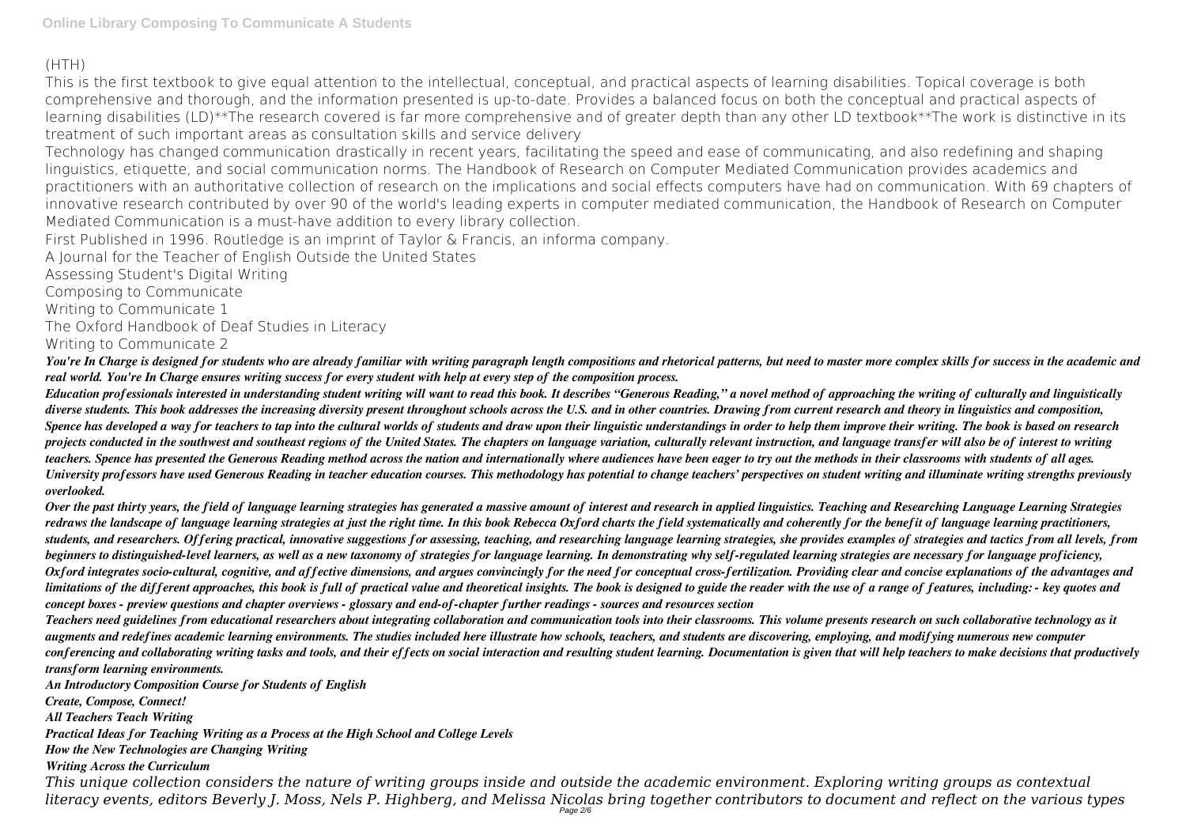(HTH)

This is the first textbook to give equal attention to the intellectual, conceptual, and practical aspects of learning disabilities. Topical coverage is both comprehensive and thorough, and the information presented is up-to-date. Provides a balanced focus on both the conceptual and practical aspects of learning disabilities (LD)**The research covered is far more comprehensive and of greater depth than any other LD textbook**The work is distinctive in its treatment of such important areas as consultation skills and service delivery

Technology has changed communication drastically in recent years, facilitating the speed and ease of communicating, and also redefining and shaping linguistics, etiquette, and social communication norms. The Handbook of Research on Computer Mediated Communication provides academics and practitioners with an authoritative collection of research on the implications and social effects computers have had on communication. With 69 chapters of innovative research contributed by over 90 of the world's leading experts in computer mediated communication, the Handbook of Research on Computer Mediated Communication is a must-have addition to every library collection.

First Published in 1996. Routledge is an imprint of Taylor & Francis, an informa company.

A Journal for the Teacher of English Outside the United States

Assessing Student's Digital Writing

Composing to Communicate

Writing to Communicate 1

The Oxford Handbook of Deaf Studies in Literacy

Writing to Communicate 2

***You're In Charge is designed for students who are already familiar with writing paragraph length compositions and rhetorical patterns, but need to master more complex skills for success in the academic and real world. You're In Charge ensures writing success for every student with help at every step of the composition process.***

***Education professionals interested in understanding student writing will want to read this book. It describes "Generous Reading," a novel method of approaching the writing of culturally and linguistically diverse students. This book addresses the increasing diversity present throughout schools across the U.S. and in other countries. Drawing from current research and theory in linguistics and composition, Spence has developed a way for teachers to tap into the cultural worlds of students and draw upon their linguistic understandings in order to help them improve their writing. The book is based on research projects conducted in the southwest and southeast regions of the United States. The chapters on language variation, culturally relevant instruction, and language transfer will also be of interest to writing teachers. Spence has presented the Generous Reading method across the nation and internationally where audiences have been eager to try out the methods in their classrooms with students of all ages. University professors have used Generous Reading in teacher education courses. This methodology has potential to change teachers' perspectives on student writing and illuminate writing strengths previously overlooked.***

***Over the past thirty years, the field of language learning strategies has generated a massive amount of interest and research in applied linguistics. Teaching and Researching Language Learning Strategies redraws the landscape of language learning strategies at just the right time. In this book Rebecca Oxford charts the field systematically and coherently for the benefit of language learning practitioners, students, and researchers. Offering practical, innovative suggestions for assessing, teaching, and researching language learning strategies, she provides examples of strategies and tactics from all levels, from beginners to distinguished-level learners, as well as a new taxonomy of strategies for language learning. In demonstrating why self-regulated learning strategies are necessary for language proficiency, Oxford integrates socio-cultural, cognitive, and affective dimensions, and argues convincingly for the need for conceptual cross-fertilization. Providing clear and concise explanations of the advantages and limitations of the different approaches, this book is full of practical value and theoretical insights. The book is designed to guide the reader with the use of a range of features, including: - key quotes and concept boxes - preview questions and chapter overviews - glossary and end-of-chapter further readings - sources and resources section***

***Teachers need guidelines from educational researchers about integrating collaboration and communication tools into their classrooms. This volume presents research on such collaborative technology as it augments and redefines academic learning environments. The studies included here illustrate how schools, teachers, and students are discovering, employing, and modifying numerous new computer conferencing and collaborating writing tasks and tools, and their effects on social interaction and resulting student learning. Documentation is given that will help teachers to make decisions that productively transform learning environments.***

***An Introductory Composition Course for Students of English***

***Create, Compose, Connect!***

***All Teachers Teach Writing***

***Practical Ideas for Teaching Writing as a Process at the High School and College Levels***

***How the New Technologies are Changing Writing***

***Writing Across the Curriculum***

*This unique collection considers the nature of writing groups inside and outside the academic environment. Exploring writing groups as contextual literacy events, editors Beverly J. Moss, Nels P. Highberg, and Melissa Nicolas bring together contributors to document and reflect on the various types*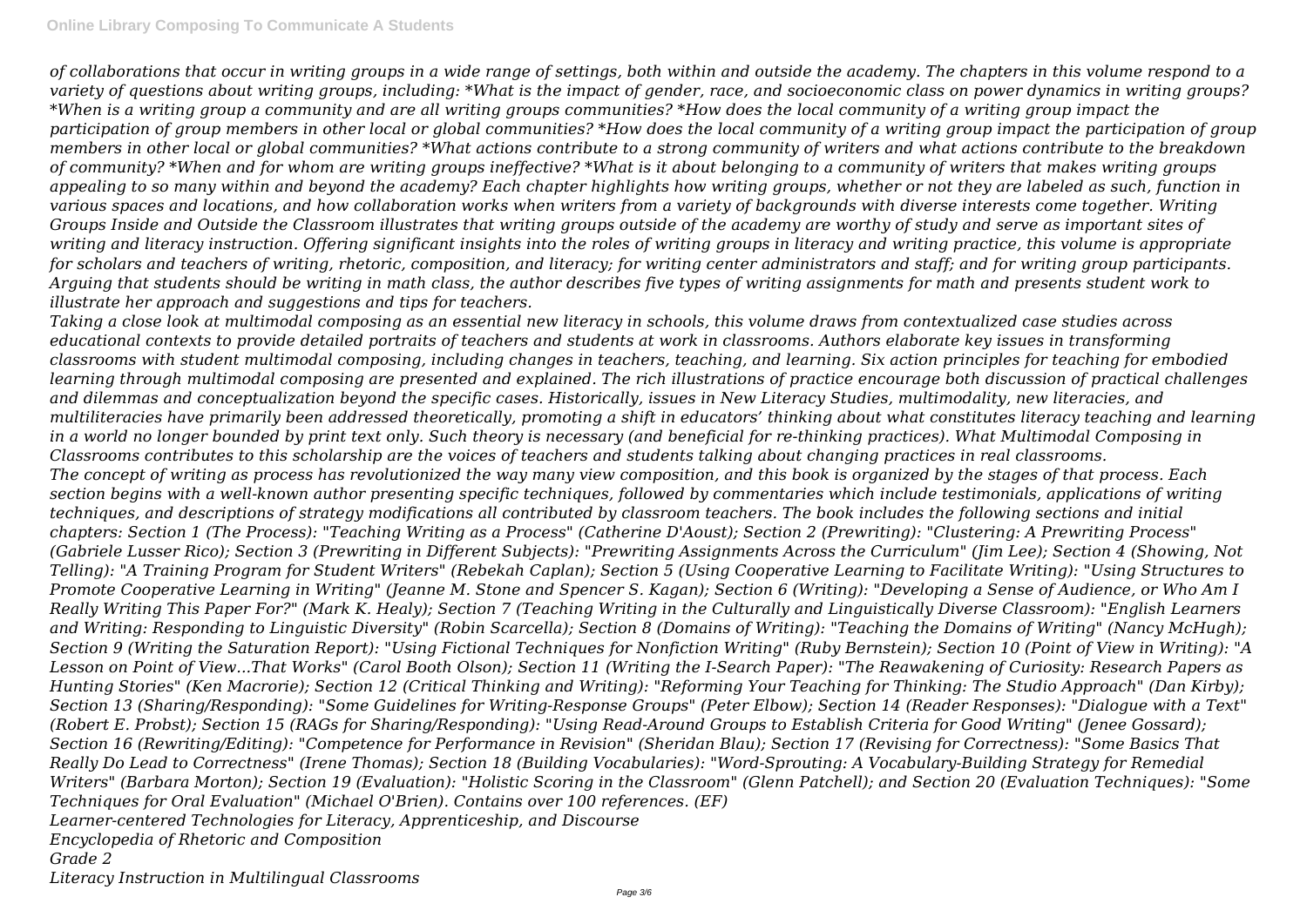*of collaborations that occur in writing groups in a wide range of settings, both within and outside the academy. The chapters in this volume respond to a variety of questions about writing groups, including: *What is the impact of gender, race, and socioeconomic class on power dynamics in writing groups? *When is a writing group a community and are all writing groups communities? *How does the local community of a writing group impact the participation of group members in other local or global communities? *How does the local community of a writing group impact the participation of group members in other local or global communities? *What actions contribute to a strong community of writers and what actions contribute to the breakdown of community? *When and for whom are writing groups ineffective? *What is it about belonging to a community of writers that makes writing groups appealing to so many within and beyond the academy? Each chapter highlights how writing groups, whether or not they are labeled as such, function in various spaces and locations, and how collaboration works when writers from a variety of backgrounds with diverse interests come together. Writing Groups Inside and Outside the Classroom illustrates that writing groups outside of the academy are worthy of study and serve as important sites of writing and literacy instruction. Offering significant insights into the roles of writing groups in literacy and writing practice, this volume is appropriate for scholars and teachers of writing, rhetoric, composition, and literacy; for writing center administrators and staff; and for writing group participants.*

*Arguing that students should be writing in math class, the author describes five types of writing assignments for math and presents student work to illustrate her approach and suggestions and tips for teachers.*

*Taking a close look at multimodal composing as an essential new literacy in schools, this volume draws from contextualized case studies across educational contexts to provide detailed portraits of teachers and students at work in classrooms. Authors elaborate key issues in transforming classrooms with student multimodal composing, including changes in teachers, teaching, and learning. Six action principles for teaching for embodied learning through multimodal composing are presented and explained. The rich illustrations of practice encourage both discussion of practical challenges and dilemmas and conceptualization beyond the specific cases. Historically, issues in New Literacy Studies, multimodality, new literacies, and multiliteracies have primarily been addressed theoretically, promoting a shift in educators' thinking about what constitutes literacy teaching and learning in a world no longer bounded by print text only. Such theory is necessary (and beneficial for re-thinking practices). What Multimodal Composing in Classrooms contributes to this scholarship are the voices of teachers and students talking about changing practices in real classrooms.*

*The concept of writing as process has revolutionized the way many view composition, and this book is organized by the stages of that process. Each section begins with a well-known author presenting specific techniques, followed by commentaries which include testimonials, applications of writing techniques, and descriptions of strategy modifications all contributed by classroom teachers. The book includes the following sections and initial chapters: Section 1 (The Process): "Teaching Writing as a Process" (Catherine D'Aoust); Section 2 (Prewriting): "Clustering: A Prewriting Process" (Gabriele Lusser Rico); Section 3 (Prewriting in Different Subjects): "Prewriting Assignments Across the Curriculum" (Jim Lee); Section 4 (Showing, Not Telling): "A Training Program for Student Writers" (Rebekah Caplan); Section 5 (Using Cooperative Learning to Facilitate Writing): "Using Structures to Promote Cooperative Learning in Writing" (Jeanne M. Stone and Spencer S. Kagan); Section 6 (Writing): "Developing a Sense of Audience, or Who Am I Really Writing This Paper For?" (Mark K. Healy); Section 7 (Teaching Writing in the Culturally and Linguistically Diverse Classroom): "English Learners and Writing: Responding to Linguistic Diversity" (Robin Scarcella); Section 8 (Domains of Writing): "Teaching the Domains of Writing" (Nancy McHugh); Section 9 (Writing the Saturation Report): "Using Fictional Techniques for Nonfiction Writing" (Ruby Bernstein); Section 10 (Point of View in Writing): "A Lesson on Point of View...That Works" (Carol Booth Olson); Section 11 (Writing the I-Search Paper): "The Reawakening of Curiosity: Research Papers as Hunting Stories" (Ken Macrorie); Section 12 (Critical Thinking and Writing): "Reforming Your Teaching for Thinking: The Studio Approach" (Dan Kirby); Section 13 (Sharing/Responding): "Some Guidelines for Writing-Response Groups" (Peter Elbow); Section 14 (Reader Responses): "Dialogue with a Text" (Robert E. Probst); Section 15 (RAGs for Sharing/Responding): "Using Read-Around Groups to Establish Criteria for Good Writing" (Jenee Gossard); Section 16 (Rewriting/Editing): "Competence for Performance in Revision" (Sheridan Blau); Section 17 (Revising for Correctness): "Some Basics That Really Do Lead to Correctness" (Irene Thomas); Section 18 (Building Vocabularies): "Word-Sprouting: A Vocabulary-Building Strategy for Remedial Writers" (Barbara Morton); Section 19 (Evaluation): "Holistic Scoring in the Classroom" (Glenn Patchell); and Section 20 (Evaluation Techniques): "Some Techniques for Oral Evaluation" (Michael O'Brien). Contains over 100 references. (EF)*

*Learner-centered Technologies for Literacy, Apprenticeship, and Discourse*

*Encyclopedia of Rhetoric and Composition*

*Grade 2*

*Literacy Instruction in Multilingual Classrooms*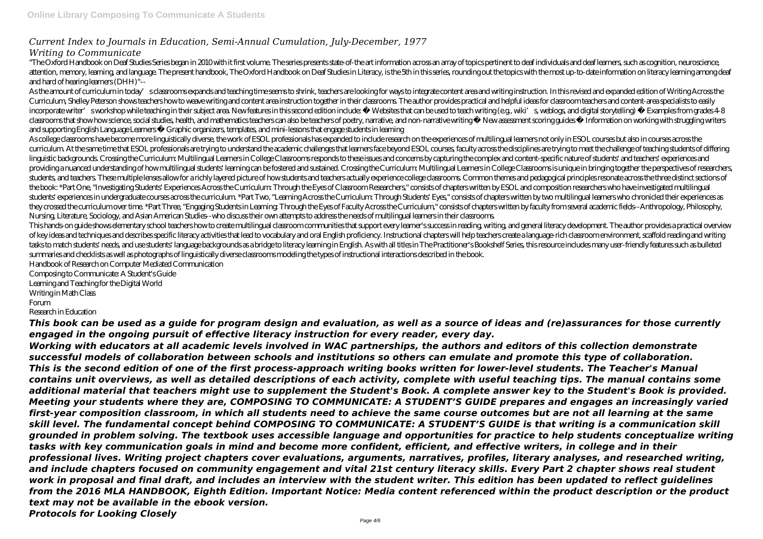*Current Index to Journals in Education, Semi-Annual Cumulation, July-December, 1977*

*Writing to Communicate*

"The Oxford Handbook on Deaf Studies Series began in 2010 with it first volume. The series presents state-of-the art information across an array of topics pertinent to deaf individuals and deaf learners, such as cognition, neuroscience, attention, memory, learning, and language. The present handbook, The Oxford Handbook on Deaf Studies in Literacy, is the 5th in this series, rounding out the topics with the most up-to-date information on literacy learning among deaf and hard of hearing learners (DHH)"--

As the amount of curriculum in today's classrooms expands and teaching time seems to shrink, teachers are looking for ways to integrate content area and writing instruction. In this revised and expanded edition of Writing Across the Curriculum, Shelley Peterson shows teachers how to weave writing and content area instruction together in their classrooms. The author provides practical and helpful ideas for classroom teachers and content-area specialists to easily incorporate writer's workshop while teaching in their subject area. New features in this second edition include: • Websites that can be used to teach writing (e.g., wiki's, weblogs, and digital storytelling) • Examples from grades 4-8 classrooms that show how science, social studies, health, and mathematics teachers can also be teachers of poetry, narrative, and non-narrative writing • New assessment scoring guides • Information on working with struggling writers and supporting English Language Learners • Graphic organizers, templates, and mini-lessons that engage students in learning

As college classrooms have become more linguistically diverse, the work of ESOL professionals has expanded to include research on the experiences of multilingual learners not only in ESOL courses but also in courses across the curriculum. At the same time that ESOL professionals are trying to understand the academic challenges that learners face beyond ESOL courses, faculty across the disciplines are trying to meet the challenge of teaching students of differing linguistic backgrounds. Crossing the Curriculum: Multilingual Learners in College Classrooms responds to these issues and concerns by capturing the complex and content-specific nature of students' and teachers' experiences and providing a nuanced understanding of how multilingual students' learning can be fostered and sustained. Crossing the Curriculum: Multilingual Learners in College Classrooms is unique in bringing together the perspectives of researchers, students, and teachers. These multiple lenses allow for a richly layered picture of how students and teachers actually experience college classrooms. Common themes and pedagogical principles resonate across the three distinct sections of the book: *Part One, "Investigating Students' Experiences Across the Curriculum: Through the Eyes of Classroom Researchers," consists of chapters written by ESOL and composition researchers who have investigated multilingual students' experiences in undergraduate courses across the curriculum. *Part Two, "Learning Across the Curriculum: Through Students' Eyes," consists of chapters written by two multilingual learners who chronicled their experiences as they crossed the curriculum over time. *Part Three, "Engaging Students in Learning: Through the Eyes of Faculty Across the Curriculum," consists of chapters written by faculty from several academic fields--Anthropology, Philosophy, Nursing, Literature, Sociology, and Asian American Studies--who discuss their own attempts to address the needs of multilingual learners in their classrooms.

This hands-on guide shows elementary school teachers how to create multilingual classroom communities that support every learner's success in reading, writing, and general literacy development. The author provides a practical overview of key ideas and techniques and describes specific literacy activities that lead to vocabulary and oral English proficiency. Instructional chapters will help teachers create a language-rich classroom environment, scaffold reading and writing tasks to match students' needs, and use students' language backgrounds as a bridge to literacy learning in English. As with all titles in The Practitioner's Bookshelf Series, this resource includes many user-friendly features such as bulleted summaries and checklists as well as photographs of linguistically diverse classrooms modeling the types of instructional interactions described in the book.

Handbook of Research on Computer Mediated Communication

Composing to Communicate: A Student's Guide

Learning and Teaching for the Digital World

Writing in Math Class

Forum

Research in Education

***This book can be used as a guide for program design and evaluation, as well as a source of ideas and (re)assurances for those currently engaged in the ongoing pursuit of effective literacy instruction for every reader, every day.***

***Working with educators at all academic levels involved in WAC partnerships, the authors and editors of this collection demonstrate successful models of collaboration between schools and institutions so others can emulate and promote this type of collaboration.***

***This is the second edition of one of the first process-approach writing books written for lower-level students. The Teacher's Manual contains unit overviews, as well as detailed descriptions of each activity, complete with useful teaching tips. The manual contains some additional material that teachers might use to supplement the Student's Book. A complete answer key to the Student's Book is provided.***

***Meeting your students where they are, COMPOSING TO COMMUNICATE: A STUDENT'S GUIDE prepares and engages an increasingly varied first-year composition classroom, in which all students need to achieve the same course outcomes but are not all learning at the same skill level. The fundamental concept behind COMPOSING TO COMMUNICATE: A STUDENT'S GUIDE is that writing is a communication skill grounded in problem solving. The textbook uses accessible language and opportunities for practice to help students conceptualize writing tasks with key communication goals in mind and become more confident, efficient, and effective writers, in college and in their professional lives. Writing project chapters cover evaluations, arguments, narratives, profiles, literary analyses, and researched writing, and include chapters focused on community engagement and vital 21st century literacy skills. Every Part 2 chapter shows real student work in proposal and final draft, and includes an interview with the student writer. This edition has been updated to reflect guidelines from the 2016 MLA HANDBOOK, Eighth Edition. Important Notice: Media content referenced within the product description or the product text may not be available in the ebook version.***

***Protocols for Looking Closely***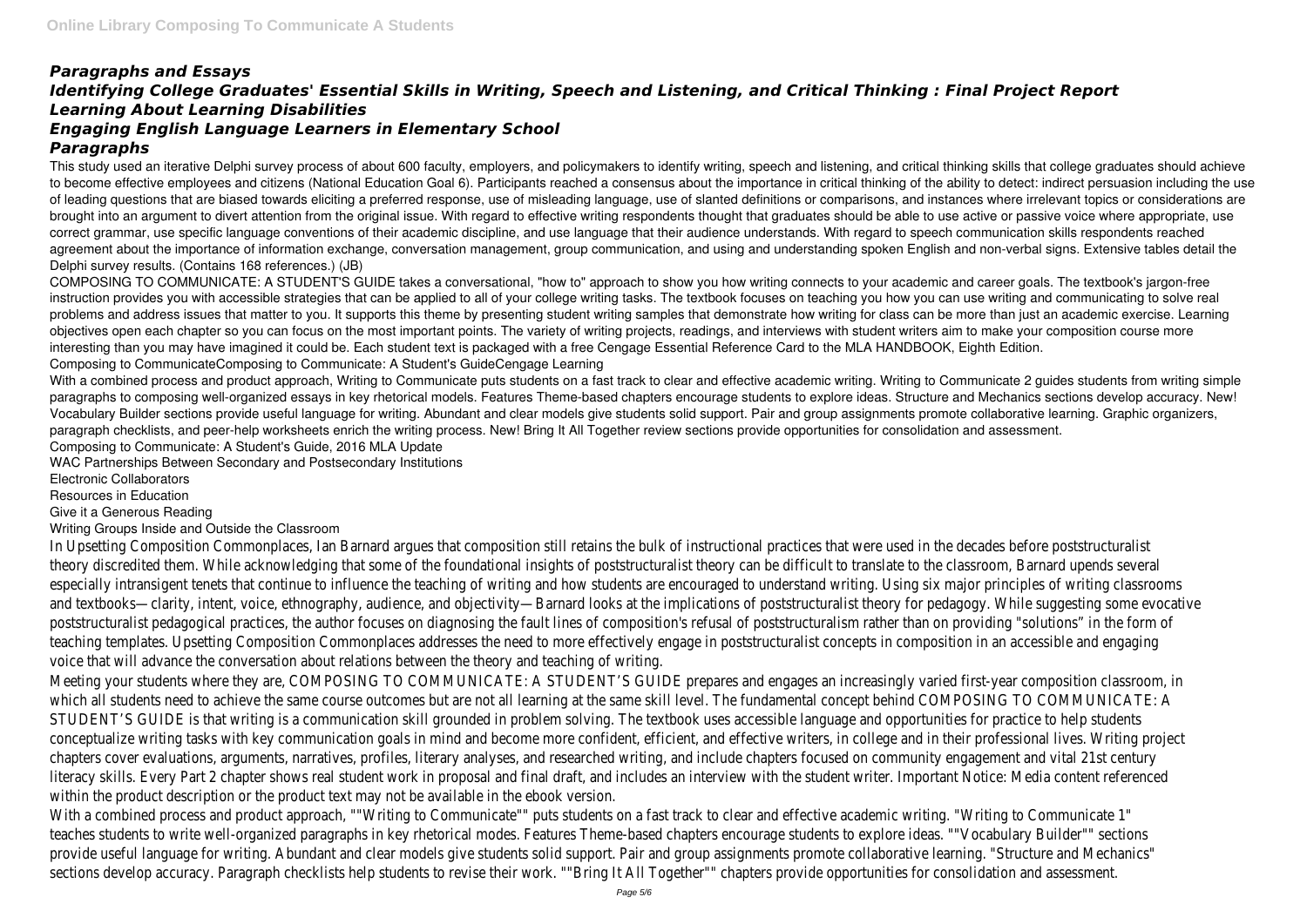## *Paragraphs and Essays*
## *Identifying College Graduates' Essential Skills in Writing, Speech and Listening, and Critical Thinking : Final Project Report*
## *Learning About Learning Disabilities*
## *Engaging English Language Learners in Elementary School*
## *Paragraphs*

This study used an iterative Delphi survey process of about 600 faculty, employers, and policymakers to identify writing, speech and listening, and critical thinking skills that college graduates should achieve to become effective employees and citizens (National Education Goal 6). Participants reached a consensus about the importance in critical thinking of the ability to detect: indirect persuasion including the use of leading questions that are biased towards eliciting a preferred response, use of misleading language, use of slanted definitions or comparisons, and instances where irrelevant topics or considerations are brought into an argument to divert attention from the original issue. With regard to effective writing respondents thought that graduates should be able to use active or passive voice where appropriate, use correct grammar, use specific language conventions of their academic discipline, and use language that their audience understands. With regard to speech communication skills respondents reached agreement about the importance of information exchange, conversation management, group communication, and using and understanding spoken English and non-verbal signs. Extensive tables detail the Delphi survey results. (Contains 168 references.) (JB)

COMPOSING TO COMMUNICATE: A STUDENT'S GUIDE takes a conversational, "how to" approach to show you how writing connects to your academic and career goals. The textbook's jargon-free instruction provides you with accessible strategies that can be applied to all of your college writing tasks. The textbook focuses on teaching you how you can use writing and communicating to solve real problems and address issues that matter to you. It supports this theme by presenting student writing samples that demonstrate how writing for class can be more than just an academic exercise. Learning objectives open each chapter so you can focus on the most important points. The variety of writing projects, readings, and interviews with student writers aim to make your composition course more interesting than you may have imagined it could be. Each student text is packaged with a free Cengage Essential Reference Card to the MLA HANDBOOK, Eighth Edition.

Composing to CommunicateComposing to Communicate: A Student's GuideCengage Learning

With a combined process and product approach, Writing to Communicate puts students on a fast track to clear and effective academic writing. Writing to Communicate 2 guides students from writing simple paragraphs to composing well-organized essays in key rhetorical models. Features Theme-based chapters encourage students to explore ideas. Structure and Mechanics sections develop accuracy. New! Vocabulary Builder sections provide useful language for writing. Abundant and clear models give students solid support. Pair and group assignments promote collaborative learning. Graphic organizers, paragraph checklists, and peer-help worksheets enrich the writing process. New! Bring It All Together review sections provide opportunities for consolidation and assessment.

Composing to Communicate: A Student's Guide, 2016 MLA Update

WAC Partnerships Between Secondary and Postsecondary Institutions

Electronic Collaborators

Resources in Education

Give it a Generous Reading

Writing Groups Inside and Outside the Classroom

In Upsetting Composition Commonplaces, Ian Barnard argues that composition still retains the bulk of instructional practices that were used in the decades before poststructuralist theory discredited them. While acknowledging that some of the foundational insights of poststructuralist theory can be difficult to translate to the classroom, Barnard upends several especially intransigent tenets that continue to influence the teaching of writing and how students are encouraged to understand writing. Using six major principles of writing classrooms and textbooks—clarity, intent, voice, ethnography, audience, and objectivity—Barnard looks at the implications of poststructuralist theory for pedagogy. While suggesting some evocative poststructuralist pedagogical practices, the author focuses on diagnosing the fault lines of composition's refusal of poststructuralism rather than on providing "solutions" in the form of teaching templates. Upsetting Composition Commonplaces addresses the need to more effectively engage in poststructuralist concepts in composition in an accessible and engaging voice that will advance the conversation about relations between the theory and teaching of writing.

Meeting your students where they are, COMPOSING TO COMMUNICATE: A STUDENT'S GUIDE prepares and engages an increasingly varied first-year composition classroom, in which all students need to achieve the same course outcomes but are not all learning at the same skill level. The fundamental concept behind COMPOSING TO COMMUNICATE: A STUDENT'S GUIDE is that writing is a communication skill grounded in problem solving. The textbook uses accessible language and opportunities for practice to help students conceptualize writing tasks with key communication goals in mind and become more confident, efficient, and effective writers, in college and in their professional lives. Writing project chapters cover evaluations, arguments, narratives, profiles, literary analyses, and researched writing, and include chapters focused on community engagement and vital 21st century literacy skills. Every Part 2 chapter shows real student work in proposal and final draft, and includes an interview with the student writer. Important Notice: Media content referenced within the product description or the product text may not be available in the ebook version.

With a combined process and product approach, ""Writing to Communicate"" puts students on a fast track to clear and effective academic writing. "Writing to Communicate 1" teaches students to write well-organized paragraphs in key rhetorical modes. Features Theme-based chapters encourage students to explore ideas. ""Vocabulary Builder"" sections provide useful language for writing. Abundant and clear models give students solid support. Pair and group assignments promote collaborative learning. "Structure and Mechanics" sections develop accuracy. Paragraph checklists help students to revise their work. ""Bring It All Together"" chapters provide opportunities for consolidation and assessment.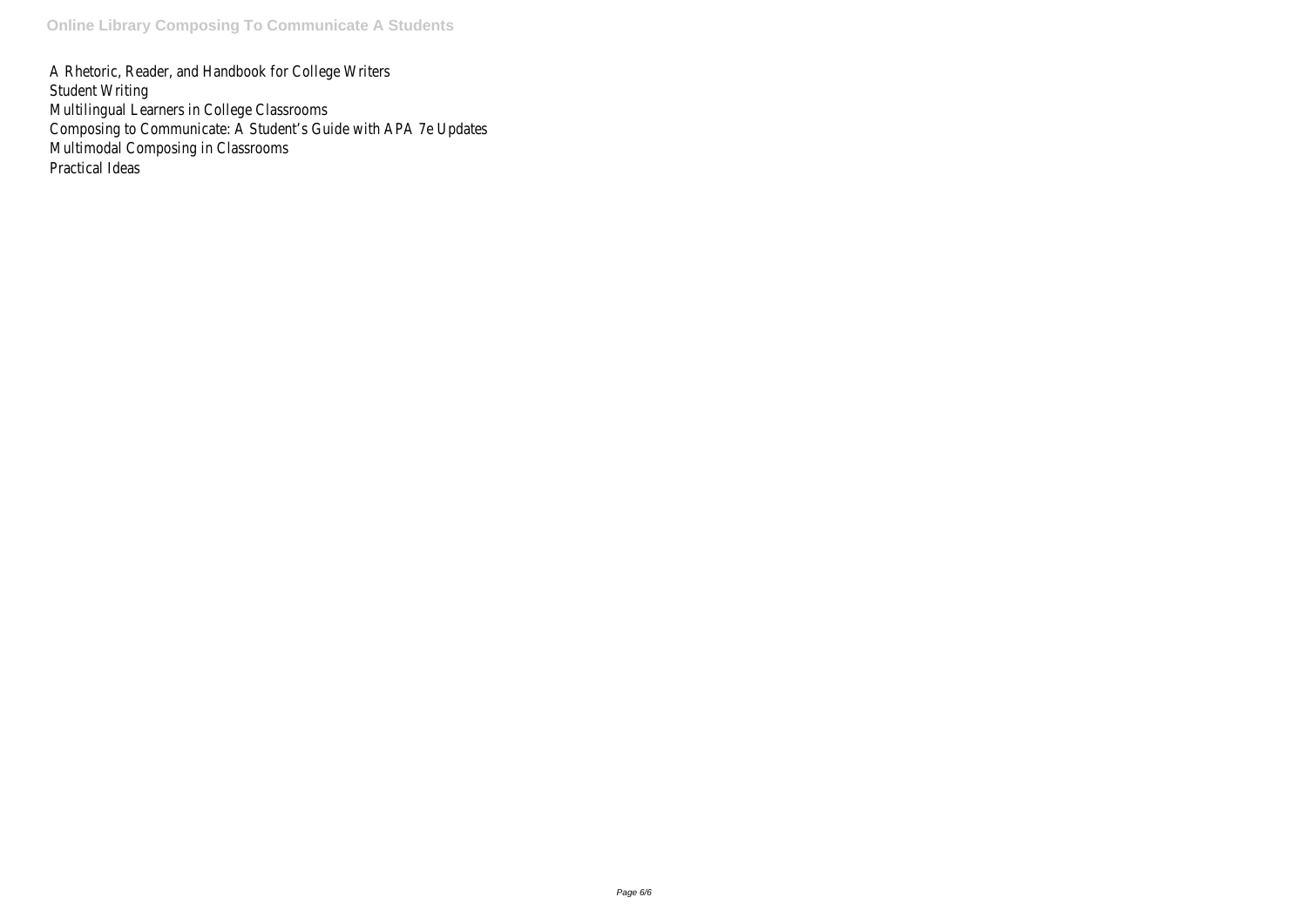A Rhetoric, Reader, and Handbook for College Writers
Student Writing
Multilingual Learners in College Classrooms
Composing to Communicate: A Student's Guide with APA 7e Updates
Multimodal Composing in Classrooms
Practical Ideas